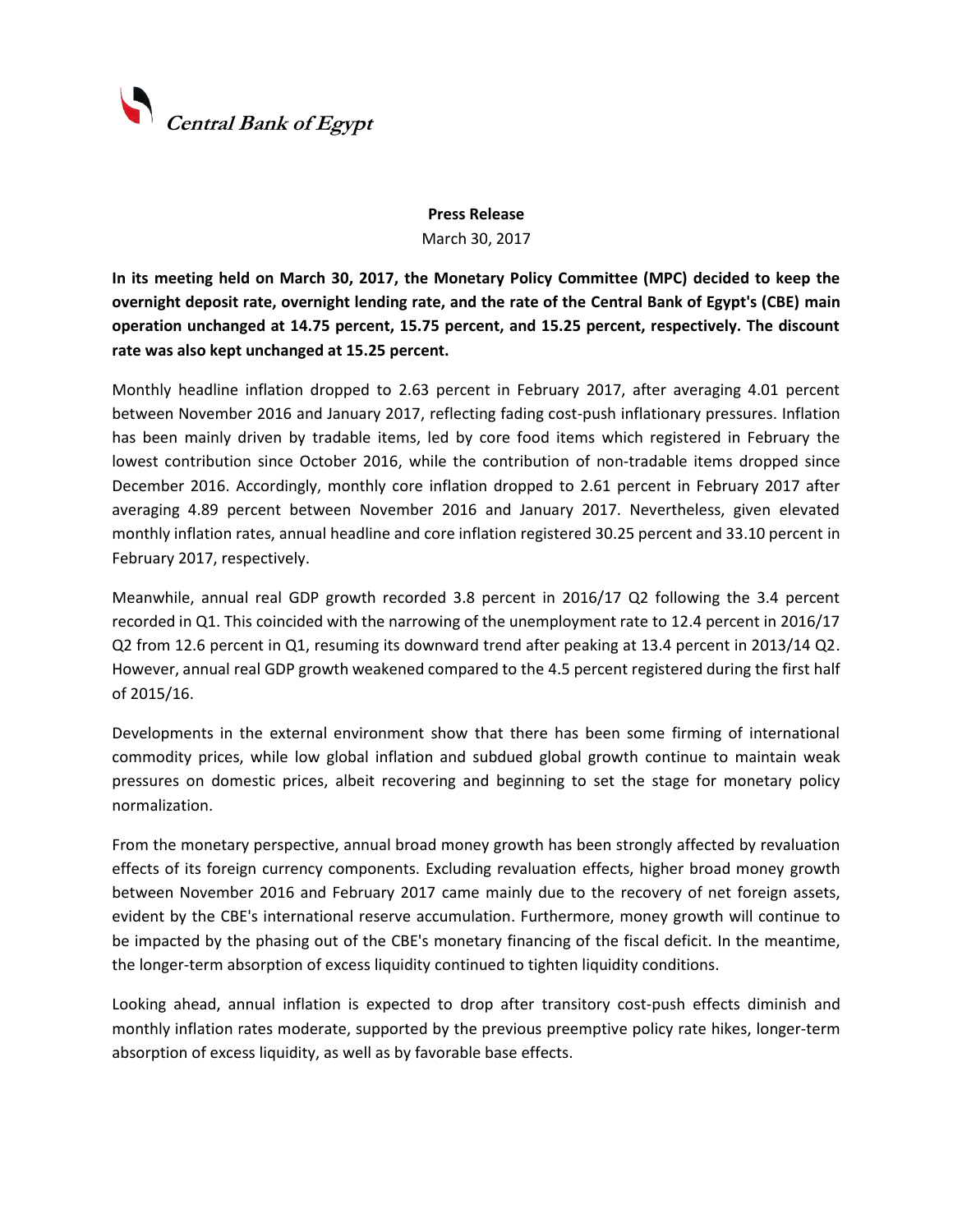**Central Bank of Egypt**

**Press Release**

March 30, 2017

**In its meeting held on March 30, 2017, the Monetary Policy Committee (MPC) decided to keep the overnight deposit rate, overnight lending rate, and the rate of the Central Bank of Egypt's (CBE) main operation unchanged at 14.75 percent, 15.75 percent, and 15.25 percent, respectively. The discount rate was also kept unchanged at 15.25 percent.**

Monthly headline inflation dropped to 2.63 percent in February 2017, after averaging 4.01 percent between November 2016 and January 2017, reflecting fading cost-push inflationary pressures. Inflation has been mainly driven by tradable items, led by core food items which registered in February the lowest contribution since October 2016, while the contribution of non-tradable items dropped since December 2016. Accordingly, monthly core inflation dropped to 2.61 percent in February 2017 after averaging 4.89 percent between November 2016 and January 2017. Nevertheless, given elevated monthly inflation rates, annual headline and core inflation registered 30.25 percent and 33.10 percent in February 2017, respectively.

Meanwhile, annual real GDP growth recorded 3.8 percent in 2016/17 Q2 following the 3.4 percent recorded in Q1. This coincided with the narrowing of the unemployment rate to 12.4 percent in 2016/17 Q2 from 12.6 percent in Q1, resuming its downward trend after peaking at 13.4 percent in 2013/14 Q2. However, annual real GDP growth weakened compared to the 4.5 percent registered during the first half of 2015/16.

Developments in the external environment show that there has been some firming of international commodity prices, while low global inflation and subdued global growth continue to maintain weak pressures on domestic prices, albeit recovering and beginning to set the stage for monetary policy normalization.

From the monetary perspective, annual broad money growth has been strongly affected by revaluation effects of its foreign currency components. Excluding revaluation effects, higher broad money growth between November 2016 and February 2017 came mainly due to the recovery of net foreign assets, evident by the CBE's international reserve accumulation. Furthermore, money growth will continue to be impacted by the phasing out of the CBE's monetary financing of the fiscal deficit. In the meantime, the longer-term absorption of excess liquidity continued to tighten liquidity conditions.

Looking ahead, annual inflation is expected to drop after transitory cost-push effects diminish and monthly inflation rates moderate, supported by the previous preemptive policy rate hikes, longer-term absorption of excess liquidity, as well as by favorable base effects.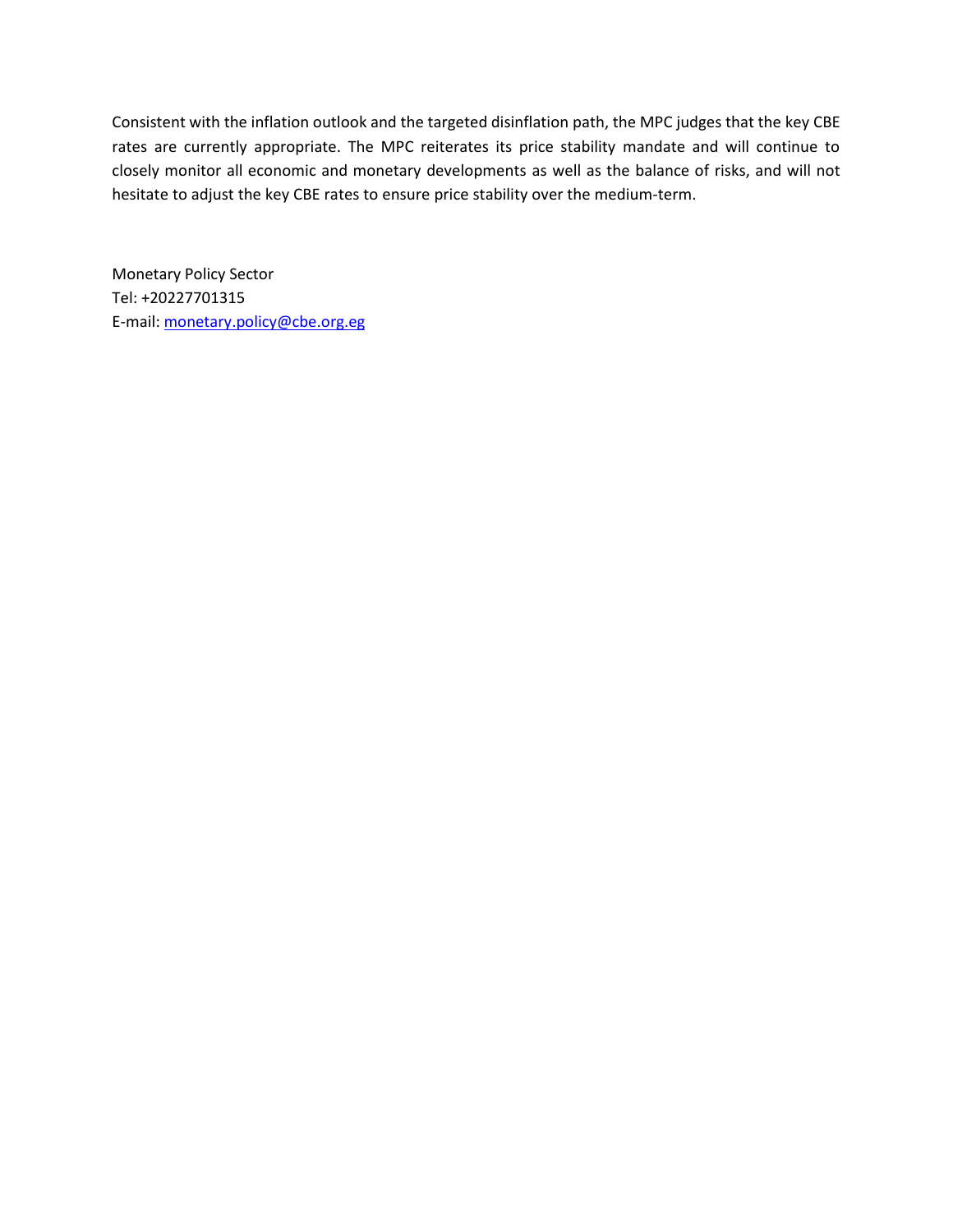Consistent with the inflation outlook and the targeted disinflation path, the MPC judges that the key CBE rates are currently appropriate. The MPC reiterates its price stability mandate and will continue to closely monitor all economic and monetary developments as well as the balance of risks, and will not hesitate to adjust the key CBE rates to ensure price stability over the medium-term.

Monetary Policy Sector  
Tel: +20227701315  
E-mail: monetary.policy@cbe.org.eg